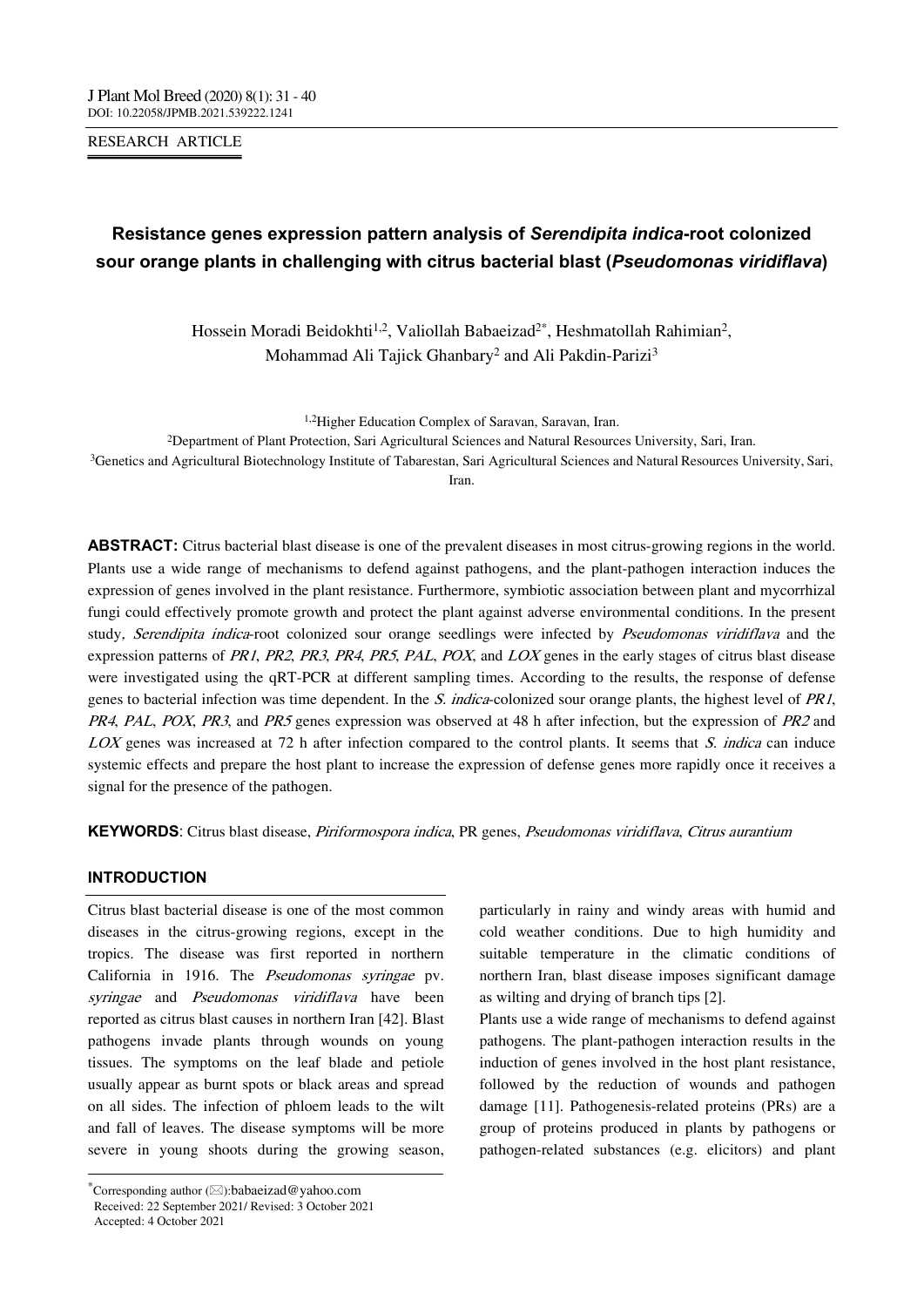RESEARCH ARTICLE

# Resistance genes expression pattern analysis of *Serendipita indica*-root colonized sour orange plants in challenging with citrus bacterial blast (*Pseudomonas viridiflava*)

Hossein Moradi Beidokhti[1,2], Valiollah Babaeizad[2*], Heshmatollah Rahimian[2], Mohammad Ali Tajick Ghanbary[2] and Ali Pakdin-Parizi[3]

[1,2]Higher Education Complex of Saravan, Saravan, Iran.
[2]Department of Plant Protection, Sari Agricultural Sciences and Natural Resources University, Sari, Iran.
[3]Genetics and Agricultural Biotechnology Institute of Tabarestan, Sari Agricultural Sciences and Natural Resources University, Sari, Iran.

**ABSTRACT:** Citrus bacterial blast disease is one of the prevalent diseases in most citrus-growing regions in the world. Plants use a wide range of mechanisms to defend against pathogens, and the plant-pathogen interaction induces the expression of genes involved in the plant resistance. Furthermore, symbiotic association between plant and mycorrhizal fungi could effectively promote growth and protect the plant against adverse environmental conditions. In the present study, *Serendipita indica*-root colonized sour orange seedlings were infected by *Pseudomonas viridiflava* and the expression patterns of *PR1*, *PR2*, *PR3*, *PR4*, *PR5*, *PAL*, *POX*, and *LOX* genes in the early stages of citrus blast disease were investigated using the qRT-PCR at different sampling times. According to the results, the response of defense genes to bacterial infection was time dependent. In the *S. indica*-colonized sour orange plants, the highest level of *PR1*, *PR4*, *PAL*, *POX*, *PR3*, and *PR5* genes expression was observed at 48 h after infection, but the expression of *PR2* and *LOX* genes was increased at 72 h after infection compared to the control plants. It seems that *S. indica* can induce systemic effects and prepare the host plant to increase the expression of defense genes more rapidly once it receives a signal for the presence of the pathogen.

**KEYWORDS**: Citrus blast disease, *Piriformospora indica*, PR genes, *Pseudomonas viridiflava*, *Citrus aurantium*

## INTRODUCTION

Citrus blast bacterial disease is one of the most common diseases in the citrus-growing regions, except in the tropics. The disease was first reported in northern California in 1916. The *Pseudomonas syringae* pv. *syringae* and *Pseudomonas viridiflava* have been reported as citrus blast causes in northern Iran [42]. Blast pathogens invade plants through wounds on young tissues. The symptoms on the leaf blade and petiole usually appear as burnt spots or black areas and spread on all sides. The infection of phloem leads to the wilt and fall of leaves. The disease symptoms will be more severe in young shoots during the growing season, particularly in rainy and windy areas with humid and cold weather conditions. Due to high humidity and suitable temperature in the climatic conditions of northern Iran, blast disease imposes significant damage as wilting and drying of branch tips [2].

Plants use a wide range of mechanisms to defend against pathogens. The plant-pathogen interaction results in the induction of genes involved in the host plant resistance, followed by the reduction of wounds and pathogen damage [11]. Pathogenesis-related proteins (PRs) are a group of proteins produced in plants by pathogens or pathogen-related substances (e.g. elicitors) and plant

*Corresponding author (✉): babaeizad@yahoo.com
Received: 22 September 2021/ Revised: 3 October 2021
Accepted: 4 October 2021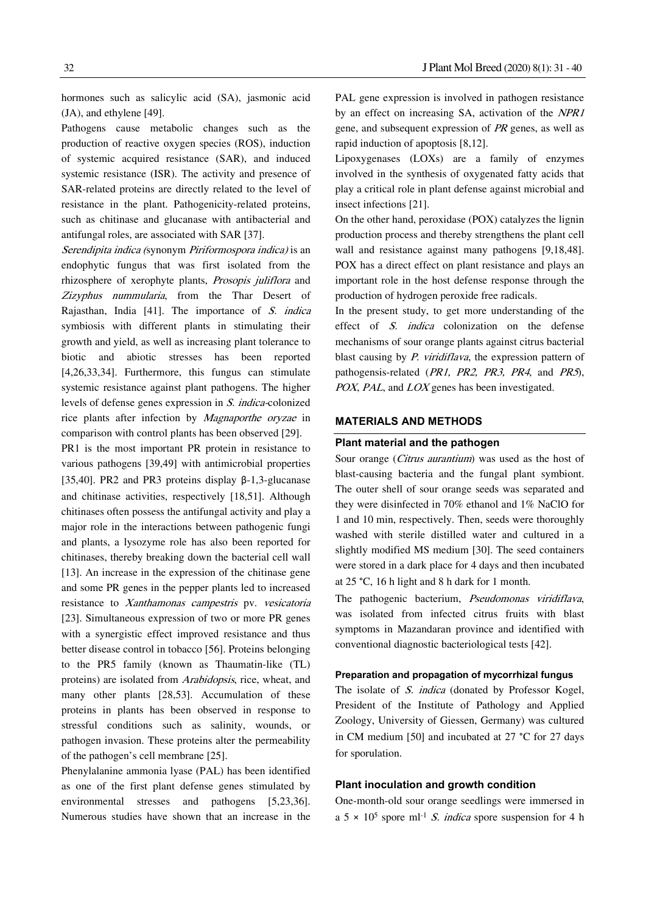hormones such as salicylic acid (SA), jasmonic acid (JA), and ethylene [49].

Pathogens cause metabolic changes such as the production of reactive oxygen species (ROS), induction of systemic acquired resistance (SAR), and induced systemic resistance (ISR). The activity and presence of SAR-related proteins are directly related to the level of resistance in the plant. Pathogenicity-related proteins, such as chitinase and glucanase with antibacterial and antifungal roles, are associated with SAR [37].

*Serendipita indica (*synonym *Piriformospora indica)* is an endophytic fungus that was first isolated from the rhizosphere of xerophyte plants, *Prosopis juliflora* and *Zizyphus nummularia*, from the Thar Desert of Rajasthan, India [41]. The importance of *S. indica* symbiosis with different plants in stimulating their growth and yield, as well as increasing plant tolerance to biotic and abiotic stresses has been reported [4,26,33,34]. Furthermore, this fungus can stimulate systemic resistance against plant pathogens. The higher levels of defense genes expression in *S. indica*-colonized rice plants after infection by *Magnaporthe oryzae* in comparison with control plants has been observed [29].

PR1 is the most important PR protein in resistance to various pathogens [39,49] with antimicrobial properties [35,40]. PR2 and PR3 proteins display β-1,3-glucanase and chitinase activities, respectively [18,51]. Although chitinases often possess the antifungal activity and play a major role in the interactions between pathogenic fungi and plants, a lysozyme role has also been reported for chitinases, thereby breaking down the bacterial cell wall [13]. An increase in the expression of the chitinase gene and some PR genes in the pepper plants led to increased resistance to *Xanthamonas campestris* pv. *vesicatoria* [23]. Simultaneous expression of two or more PR genes with a synergistic effect improved resistance and thus better disease control in tobacco [56]. Proteins belonging to the PR5 family (known as Thaumatin-like (TL) proteins) are isolated from *Arabidopsis*, rice, wheat, and many other plants [28,53]. Accumulation of these proteins in plants has been observed in response to stressful conditions such as salinity, wounds, or pathogen invasion. These proteins alter the permeability of the pathogen's cell membrane [25].

Phenylalanine ammonia lyase (PAL) has been identified as one of the first plant defense genes stimulated by environmental stresses and pathogens [5,23,36]. Numerous studies have shown that an increase in the PAL gene expression is involved in pathogen resistance by an effect on increasing SA, activation of the *NPR1* gene, and subsequent expression of *PR* genes, as well as rapid induction of apoptosis [8,12].

Lipoxygenases (LOXs) are a family of enzymes involved in the synthesis of oxygenated fatty acids that play a critical role in plant defense against microbial and insect infections [21].

On the other hand, peroxidase (POX) catalyzes the lignin production process and thereby strengthens the plant cell wall and resistance against many pathogens [9,18,48]. POX has a direct effect on plant resistance and plays an important role in the host defense response through the production of hydrogen peroxide free radicals.

In the present study, to get more understanding of the effect of *S. indica* colonization on the defense mechanisms of sour orange plants against citrus bacterial blast causing by *P. viridiflava*, the expression pattern of pathogensis-related (*PR1, PR2, PR3, PR4*, and *PR5*), *POX*, *PAL*, and *LOX* genes has been investigated.

## MATERIALS AND METHODS

### Plant material and the pathogen

Sour orange (*Citrus aurantium*) was used as the host of blast-causing bacteria and the fungal plant symbiont. The outer shell of sour orange seeds was separated and they were disinfected in 70% ethanol and 1% NaClO for 1 and 10 min, respectively. Then, seeds were thoroughly washed with sterile distilled water and cultured in a slightly modified MS medium [30]. The seed containers were stored in a dark place for 4 days and then incubated at 25 °C, 16 h light and 8 h dark for 1 month.

The pathogenic bacterium, *Pseudomonas viridiflava*, was isolated from infected citrus fruits with blast symptoms in Mazandaran province and identified with conventional diagnostic bacteriological tests [42].

#### Preparation and propagation of mycorrhizal fungus

The isolate of *S. indica* (donated by Professor Kogel, President of the Institute of Pathology and Applied Zoology, University of Giessen, Germany) was cultured in CM medium [50] and incubated at 27 °C for 27 days for sporulation.

### Plant inoculation and growth condition

One-month-old sour orange seedlings were immersed in a $5 \times 10^5$ spore $ml^{-1}$ *S. indica* spore suspension for 4 h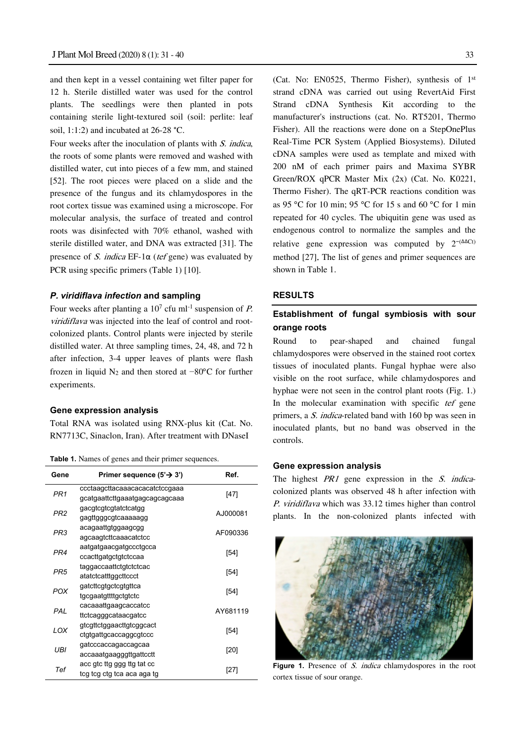and then kept in a vessel containing wet filter paper for 12 h. Sterile distilled water was used for the control plants. The seedlings were then planted in pots containing sterile light-textured soil (soil: perlite: leaf soil, 1:1:2) and incubated at 26-28 °C.

Four weeks after the inoculation of plants with *S. indica*, the roots of some plants were removed and washed with distilled water, cut into pieces of a few mm, and stained [52]. The root pieces were placed on a slide and the presence of the fungus and its chlamydospores in the root cortex tissue was examined using a microscope. For molecular analysis, the surface of treated and control roots was disinfected with 70% ethanol, washed with sterile distilled water, and DNA was extracted [31]. The presence of *S. indica* EF-1α (*tef* gene) was evaluated by PCR using specific primers (Table 1) [10].

### *P. viridiflava infection* and sampling

Four weeks after planting a $10^7$ cfu ml$^{-1}$ suspension of *P. viridiflava* was injected into the leaf of control and root-colonized plants. Control plants were injected by sterile distilled water. At three sampling times, 24, 48, and 72 h after infection, 3-4 upper leaves of plants were flash frozen in liquid $N_2$ and then stored at −80°C for further experiments.

### Gene expression analysis

Total RNA was isolated using RNX-plus kit (Cat. No. RN7713C, Sinaclon, Iran). After treatment with DNaseI (Cat. No: EN0525, Thermo Fisher), synthesis of 1st strand cDNA was carried out using RevertAid First Strand cDNA Synthesis Kit according to the manufacturer's instructions (cat. No. RT5201, Thermo Fisher). All the reactions were done on a StepOnePlus Real-Time PCR System (Applied Biosystems). Diluted cDNA samples were used as template and mixed with 200 nM of each primer pairs and Maxima SYBR Green/ROX qPCR Master Mix (2x) (Cat. No. K0221, Thermo Fisher). The qRT-PCR reactions condition was as 95 °C for 10 min; 95 °C for 15 s and 60 °C for 1 min repeated for 40 cycles. The ubiquitin gene was used as endogenous control to normalize the samples and the relative gene expression was computed by $2^{-(\Delta\Delta Ct)}$ method [27]. The list of genes and primer sequences are shown in Table 1.

**Table 1.** Names of genes and their primer sequences.

| Gene | Primer sequence (5'→ 3') | Ref. |
|---|---|---|
| *PR1* | ccctaagcttacaaacacacatctccgaaa<br>gcatgaattcttgaaatgagcagcagcaaa | [47] |
| *PR2* | gacgtcgtcgtatctcatgg<br>gagttgggcgtcaaaaagg | AJ000081 |
| *PR3* | acagaattgtggaagcgg<br>agcaagtcttcaaacatctcc | AF090336 |
| *PR4* | aatgatgaacgatgccctgcca<br>ccacttgatgctgtctccaa | [54] |
| *PR5* | taggaccaattctgtctctcac<br>atatctcatttggcttccct | [54] |
| *POX* | gatcttcgtgctcgtgttca<br>tgcgaatgttttgctgtctc | [54] |
| *PAL* | cacaaattgaagcaccatcc<br>ttctcagggcataacgatcc | AY681119 |
| *LOX* | gtcgttctggaacttgtcggcact<br>ctgtgattgcaccaggcgtccc | [54] |
| *UBI* | gatcccaccagaccagcaa<br>accaaatgaagggttgattcctt | [20] |
| *Tef* | acc gtc ttg ggg ttg tat cc<br>tcg tcg ctg tca aca aga tg | [27] |

## RESULTS

### Establishment of fungal symbiosis with sour orange roots

Round to pear-shaped and chained fungal chlamydospores were observed in the stained root cortex tissues of inoculated plants. Fungal hyphae were also visible on the root surface, while chlamydospores and hyphae were not seen in the control plant roots (Fig. 1.) In the molecular examination with specific *tef* gene primers, a *S. indica*-related band with 160 bp was seen in inoculated plants, but no band was observed in the controls.

### Gene expression analysis

The highest *PR1* gene expression in the *S. indica*-colonized plants was observed 48 h after infection with *P. viridiflava* which was 33.12 times higher than control plants. In the non-colonized plants infected with

**Figure 1.** Presence of *S. indica* chlamydospores in the root cortex tissue of sour orange.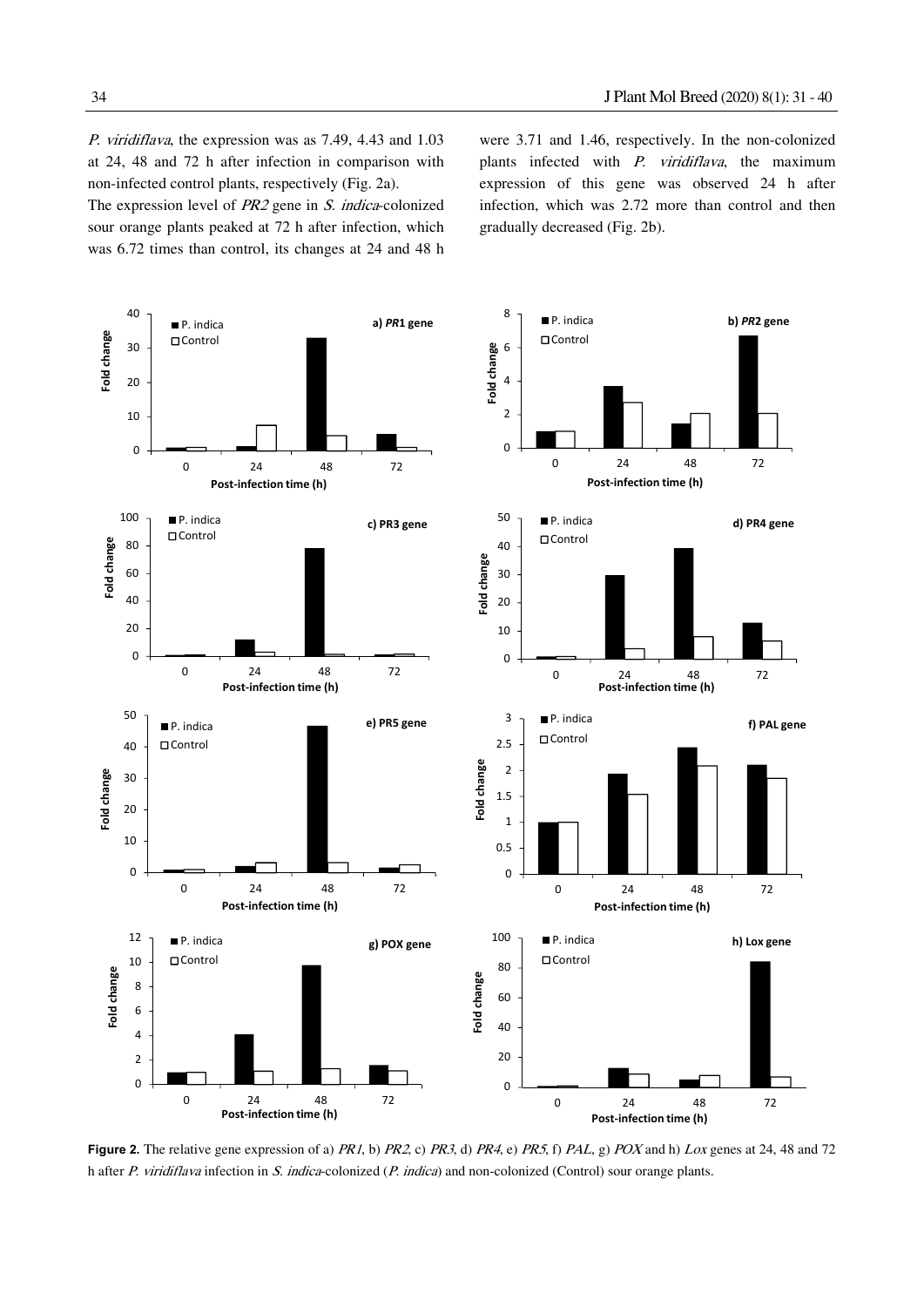*P. viridiflava*, the expression was as 7.49, 4.43 and 1.03 at 24, 48 and 72 h after infection in comparison with non-infected control plants, respectively (Fig. 2a).

The expression level of *PR2* gene in *S. indica*-colonized sour orange plants peaked at 72 h after infection, which was 6.72 times than control, its changes at 24 and 48 h were 3.71 and 1.46, respectively. In the non-colonized plants infected with *P. viridiflava*, the maximum expression of this gene was observed 24 h after infection, which was 2.72 more than control and then gradually decreased (Fig. 2b).

**Figure 2.** The relative gene expression of a) *PR1*, b) *PR2*, c) *PR3*, d) *PR4*, e) *PR5*, f) *PAL*, g) *POX* and h) *Lox* genes at 24, 48 and 72 h after *P. viridiflava* infection in *S. indica*-colonized (*P. indica*) and non-colonized (Control) sour orange plants.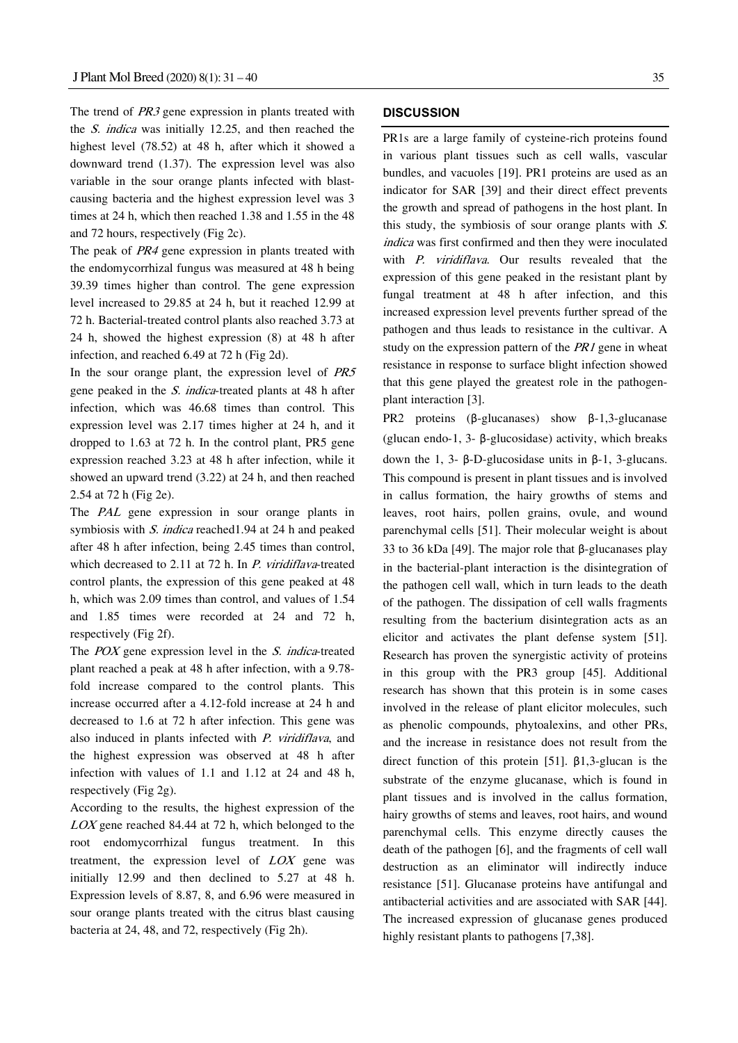The trend of *PR3* gene expression in plants treated with the *S. indica* was initially 12.25, and then reached the highest level (78.52) at 48 h, after which it showed a downward trend (1.37). The expression level was also variable in the sour orange plants infected with blast-causing bacteria and the highest expression level was 3 times at 24 h, which then reached 1.38 and 1.55 in the 48 and 72 hours, respectively (Fig 2c).

The peak of *PR4* gene expression in plants treated with the endomycorrhizal fungus was measured at 48 h being 39.39 times higher than control. The gene expression level increased to 29.85 at 24 h, but it reached 12.99 at 72 h. Bacterial-treated control plants also reached 3.73 at 24 h, showed the highest expression (8) at 48 h after infection, and reached 6.49 at 72 h (Fig 2d).

In the sour orange plant, the expression level of *PR5* gene peaked in the *S. indica*-treated plants at 48 h after infection, which was 46.68 times than control. This expression level was 2.17 times higher at 24 h, and it dropped to 1.63 at 72 h. In the control plant, PR5 gene expression reached 3.23 at 48 h after infection, while it showed an upward trend (3.22) at 24 h, and then reached 2.54 at 72 h (Fig 2e).

The *PAL* gene expression in sour orange plants in symbiosis with *S. indica* reached1.94 at 24 h and peaked after 48 h after infection, being 2.45 times than control, which decreased to 2.11 at 72 h. In *P. viridiflava*-treated control plants, the expression of this gene peaked at 48 h, which was 2.09 times than control, and values of 1.54 and 1.85 times were recorded at 24 and 72 h, respectively (Fig 2f).

The *POX* gene expression level in the *S. indica*-treated plant reached a peak at 48 h after infection, with a 9.78-fold increase compared to the control plants. This increase occurred after a 4.12-fold increase at 24 h and decreased to 1.6 at 72 h after infection. This gene was also induced in plants infected with *P. viridiflava*, and the highest expression was observed at 48 h after infection with values of 1.1 and 1.12 at 24 and 48 h, respectively (Fig 2g).

According to the results, the highest expression of the *LOX* gene reached 84.44 at 72 h, which belonged to the root endomycorrhizal fungus treatment. In this treatment, the expression level of *LOX* gene was initially 12.99 and then declined to 5.27 at 48 h. Expression levels of 8.87, 8, and 6.96 were measured in sour orange plants treated with the citrus blast causing bacteria at 24, 48, and 72, respectively (Fig 2h).

## DISCUSSION

PR1s are a large family of cysteine-rich proteins found in various plant tissues such as cell walls, vascular bundles, and vacuoles [19]. PR1 proteins are used as an indicator for SAR [39] and their direct effect prevents the growth and spread of pathogens in the host plant. In this study, the symbiosis of sour orange plants with *S. indica* was first confirmed and then they were inoculated with *P. viridiflava*. Our results revealed that the expression of this gene peaked in the resistant plant by fungal treatment at 48 h after infection, and this increased expression level prevents further spread of the pathogen and thus leads to resistance in the cultivar. A study on the expression pattern of the *PR1* gene in wheat resistance in response to surface blight infection showed that this gene played the greatest role in the pathogen-plant interaction [3].

PR2 proteins (β-glucanases) show β-1,3-glucanase (glucan endo-1, 3- β-glucosidase) activity, which breaks down the 1, 3- β-D-glucosidase units in β-1, 3-glucans. This compound is present in plant tissues and is involved in callus formation, the hairy growths of stems and leaves, root hairs, pollen grains, ovule, and wound parenchymal cells [51]. Their molecular weight is about 33 to 36 kDa [49]. The major role that β-glucanases play in the bacterial-plant interaction is the disintegration of the pathogen cell wall, which in turn leads to the death of the pathogen. The dissipation of cell walls fragments resulting from the bacterium disintegration acts as an elicitor and activates the plant defense system [51]. Research has proven the synergistic activity of proteins in this group with the PR3 group [45]. Additional research has shown that this protein is in some cases involved in the release of plant elicitor molecules, such as phenolic compounds, phytoalexins, and other PRs, and the increase in resistance does not result from the direct function of this protein [51]. β1,3-glucan is the substrate of the enzyme glucanase, which is found in plant tissues and is involved in the callus formation, hairy growths of stems and leaves, root hairs, and wound parenchymal cells. This enzyme directly causes the death of the pathogen [6], and the fragments of cell wall destruction as an eliminator will indirectly induce resistance [51]. Glucanase proteins have antifungal and antibacterial activities and are associated with SAR [44]. The increased expression of glucanase genes produced highly resistant plants to pathogens [7,38].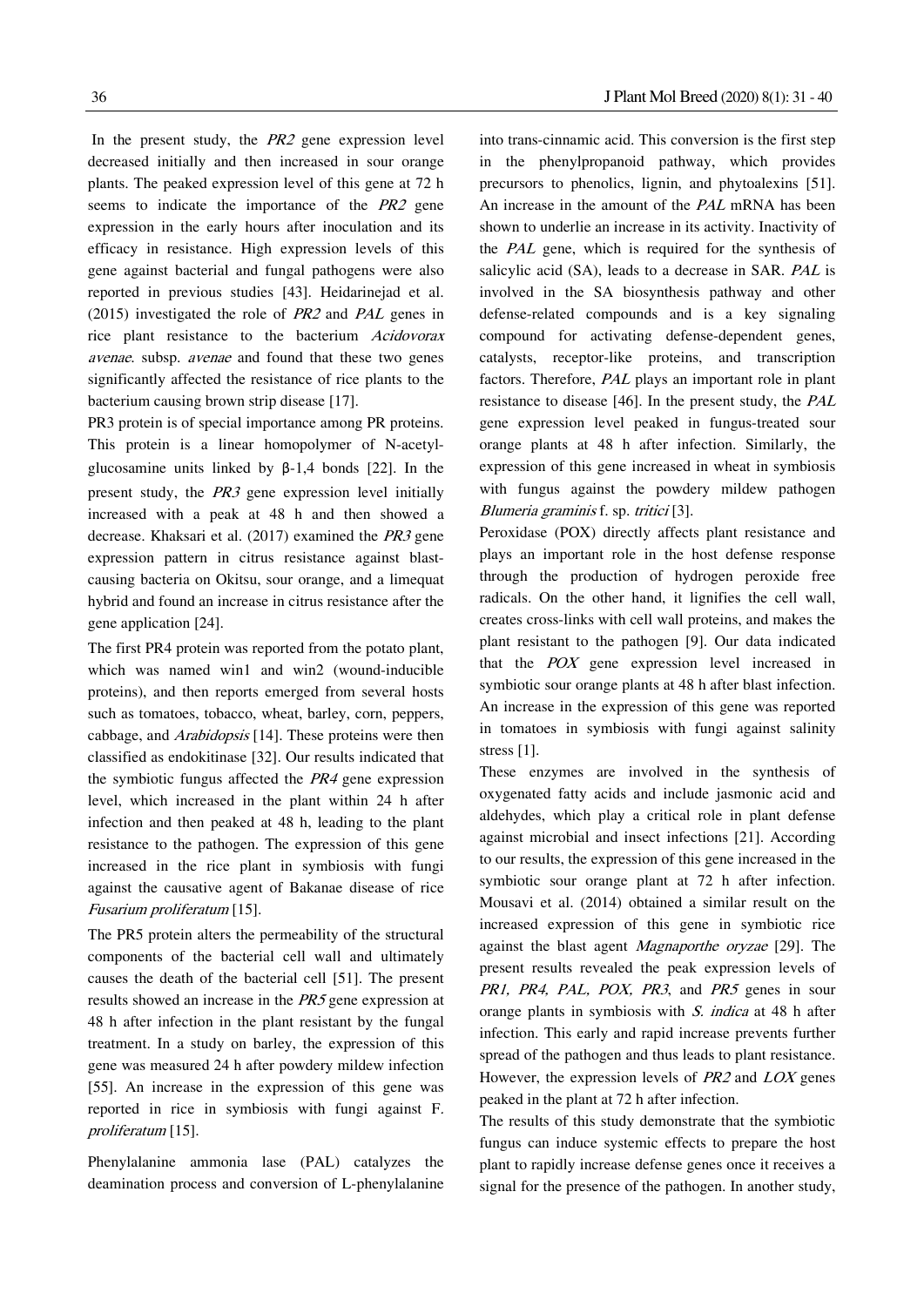In the present study, the *PR2* gene expression level decreased initially and then increased in sour orange plants. The peaked expression level of this gene at 72 h seems to indicate the importance of the *PR2* gene expression in the early hours after inoculation and its efficacy in resistance. High expression levels of this gene against bacterial and fungal pathogens were also reported in previous studies [43]. Heidarinejad et al. (2015) investigated the role of *PR2* and *PAL* genes in rice plant resistance to the bacterium *Acidovorax avenae*. subsp. *avenae* and found that these two genes significantly affected the resistance of rice plants to the bacterium causing brown strip disease [17].

PR3 protein is of special importance among PR proteins. This protein is a linear homopolymer of N-acetyl-glucosamine units linked by β-1,4 bonds [22]. In the present study, the *PR3* gene expression level initially increased with a peak at 48 h and then showed a decrease. Khaksari et al. (2017) examined the *PR3* gene expression pattern in citrus resistance against blast-causing bacteria on Okitsu, sour orange, and a limequat hybrid and found an increase in citrus resistance after the gene application [24].

The first PR4 protein was reported from the potato plant, which was named win1 and win2 (wound-inducible proteins), and then reports emerged from several hosts such as tomatoes, tobacco, wheat, barley, corn, peppers, cabbage, and *Arabidopsis* [14]. These proteins were then classified as endokitinase [32]. Our results indicated that the symbiotic fungus affected the *PR4* gene expression level, which increased in the plant within 24 h after infection and then peaked at 48 h, leading to the plant resistance to the pathogen. The expression of this gene increased in the rice plant in symbiosis with fungi against the causative agent of Bakanae disease of rice *Fusarium proliferatum* [15].

The PR5 protein alters the permeability of the structural components of the bacterial cell wall and ultimately causes the death of the bacterial cell [51]. The present results showed an increase in the *PR5* gene expression at 48 h after infection in the plant resistant by the fungal treatment. In a study on barley, the expression of this gene was measured 24 h after powdery mildew infection [55]. An increase in the expression of this gene was reported in rice in symbiosis with fungi against F. *proliferatum* [15].

Phenylalanine ammonia lase (PAL) catalyzes the deamination process and conversion of L-phenylalanine into trans-cinnamic acid. This conversion is the first step in the phenylpropanoid pathway, which provides precursors to phenolics, lignin, and phytoalexins [51]. An increase in the amount of the *PAL* mRNA has been shown to underlie an increase in its activity. Inactivity of the *PAL* gene, which is required for the synthesis of salicylic acid (SA), leads to a decrease in SAR. *PAL* is involved in the SA biosynthesis pathway and other defense-related compounds and is a key signaling compound for activating defense-dependent genes, catalysts, receptor-like proteins, and transcription factors. Therefore, *PAL* plays an important role in plant resistance to disease [46]. In the present study, the *PAL* gene expression level peaked in fungus-treated sour orange plants at 48 h after infection. Similarly, the expression of this gene increased in wheat in symbiosis with fungus against the powdery mildew pathogen *Blumeria graminis* f. sp. *tritici* [3].

Peroxidase (POX) directly affects plant resistance and plays an important role in the host defense response through the production of hydrogen peroxide free radicals. On the other hand, it lignifies the cell wall, creates cross-links with cell wall proteins, and makes the plant resistant to the pathogen [9]. Our data indicated that the *POX* gene expression level increased in symbiotic sour orange plants at 48 h after blast infection. An increase in the expression of this gene was reported in tomatoes in symbiosis with fungi against salinity stress [1].

These enzymes are involved in the synthesis of oxygenated fatty acids and include jasmonic acid and aldehydes, which play a critical role in plant defense against microbial and insect infections [21]. According to our results, the expression of this gene increased in the symbiotic sour orange plant at 72 h after infection. Mousavi et al. (2014) obtained a similar result on the increased expression of this gene in symbiotic rice against the blast agent *Magnaporthe oryzae* [29]. The present results revealed the peak expression levels of *PR1, PR4, PAL, POX, PR3*, and *PR5* genes in sour orange plants in symbiosis with *S. indica* at 48 h after infection. This early and rapid increase prevents further spread of the pathogen and thus leads to plant resistance. However, the expression levels of *PR2* and *LOX* genes peaked in the plant at 72 h after infection.

The results of this study demonstrate that the symbiotic fungus can induce systemic effects to prepare the host plant to rapidly increase defense genes once it receives a signal for the presence of the pathogen. In another study,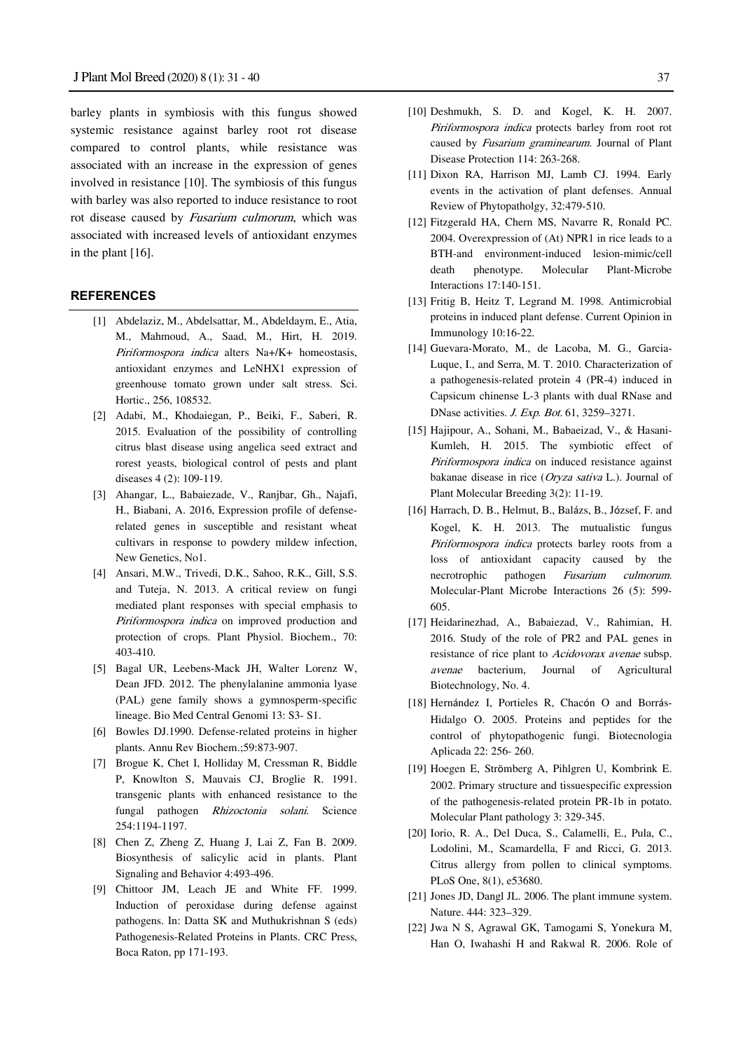barley plants in symbiosis with this fungus showed systemic resistance against barley root rot disease compared to control plants, while resistance was associated with an increase in the expression of genes involved in resistance [10]. The symbiosis of this fungus with barley was also reported to induce resistance to root rot disease caused by *Fusarium culmorum*, which was associated with increased levels of antioxidant enzymes in the plant [16].

## REFERENCES

[1] Abdelaziz, M., Abdelsattar, M., Abdeldaym, E., Atia, M., Mahmoud, A., Saad, M., Hirt, H. 2019. *Piriformospora indica* alters Na+/K+ homeostasis, antioxidant enzymes and LeNHX1 expression of greenhouse tomato grown under salt stress. Sci. Hortic., 256, 108532.

[2] Adabi, M., Khodaiegan, P., Beiki, F., Saberi, R. 2015. Evaluation of the possibility of controlling citrus blast disease using angelica seed extract and rorest yeasts, biological control of pests and plant diseases 4 (2): 109-119.

[3] Ahangar, L., Babaiezade, V., Ranjbar, Gh., Najafi, H., Biabani, A. 2016, Expression profile of defense-related genes in susceptible and resistant wheat cultivars in response to powdery mildew infection, New Genetics, No1.

[4] Ansari, M.W., Trivedi, D.K., Sahoo, R.K., Gill, S.S. and Tuteja, N. 2013. A critical review on fungi mediated plant responses with special emphasis to *Piriformospora indica* on improved production and protection of crops. Plant Physiol. Biochem., 70: 403-410.

[5] Bagal UR, Leebens-Mack JH, Walter Lorenz W, Dean JFD. 2012. The phenylalanine ammonia lyase (PAL) gene family shows a gymnosperm-specific lineage. Bio Med Central Genomi 13: S3- S1.

[6] Bowles DJ.1990. Defense-related proteins in higher plants. Annu Rev Biochem.;59:873-907.

[7] Brogue K, Chet I, Holliday M, Cressman R, Biddle P, Knowlton S, Mauvais CJ, Broglie R. 1991. transgenic plants with enhanced resistance to the fungal pathogen *Rhizoctonia solani*. Science 254:1194-1197.

[8] Chen Z, Zheng Z, Huang J, Lai Z, Fan B. 2009. Biosynthesis of salicylic acid in plants. Plant Signaling and Behavior 4:493-496.

[9] Chittoor JM, Leach JE and White FF. 1999. Induction of peroxidase during defense against pathogens. In: Datta SK and Muthukrishnan S (eds) Pathogenesis-Related Proteins in Plants. CRC Press, Boca Raton, pp 171-193.

[10] Deshmukh, S. D. and Kogel, K. H. 2007. *Piriformospora indica* protects barley from root rot caused by *Fusarium graminearum*. Journal of Plant Disease Protection 114: 263-268.

[11] Dixon RA, Harrison MJ, Lamb CJ. 1994. Early events in the activation of plant defenses. Annual Review of Phytopatholgy, 32:479-510.

[12] Fitzgerald HA, Chern MS, Navarre R, Ronald PC. 2004. Overexpression of (At) NPR1 in rice leads to a BTH-and environment-induced lesion-mimic/cell death phenotype. Molecular Plant-Microbe Interactions 17:140-151.

[13] Fritig B, Heitz T, Legrand M. 1998. Antimicrobial proteins in induced plant defense. Current Opinion in Immunology 10:16-22.

[14] Guevara-Morato, M., de Lacoba, M. G., Garcia-Luque, I., and Serra, M. T. 2010. Characterization of a pathogenesis-related protein 4 (PR-4) induced in Capsicum chinense L-3 plants with dual RNase and DNase activities. *J. Exp. Bot.* 61, 3259–3271.

[15] Hajipour, A., Sohani, M., Babaeizad, V., & Hasani-Kumleh, H. 2015. The symbiotic effect of *Piriformospora indica* on induced resistance against bakanae disease in rice (*Oryza sativa* L.). Journal of Plant Molecular Breeding 3(2): 11-19.

[16] Harrach, D. B., Helmut, B., Balázs, B., József, F. and Kogel, K. H. 2013. The mutualistic fungus *Piriformospora indica* protects barley roots from a loss of antioxidant capacity caused by the necrotrophic pathogen *Fusarium culmorum*. Molecular-Plant Microbe Interactions 26 (5): 599-605.

[17] Heidarinezhad, A., Babaiezad, V., Rahimian, H. 2016. Study of the role of PR2 and PAL genes in resistance of rice plant to *Acidovorax avenae* subsp. *avenae* bacterium, Journal of Agricultural Biotechnology, No. 4.

[18] Hernández I, Portieles R, Chacón O and Borrás-Hidalgo O. 2005. Proteins and peptides for the control of phytopathogenic fungi. Biotecnologia Aplicada 22: 256- 260.

[19] Hoegen E, Strömberg A, Pihlgren U, Kombrink E. 2002. Primary structure and tissuespecific expression of the pathogenesis-related protein PR-1b in potato. Molecular Plant pathology 3: 329-345.

[20] Iorio, R. A., Del Duca, S., Calamelli, E., Pula, C., Lodolini, M., Scamardella, F and Ricci, G. 2013. Citrus allergy from pollen to clinical symptoms. PLoS One, 8(1), e53680.

[21] Jones JD, Dangl JL. 2006. The plant immune system. Nature. 444: 323–329.

[22] Jwa N S, Agrawal GK, Tamogami S, Yonekura M, Han O, Iwahashi H and Rakwal R. 2006. Role of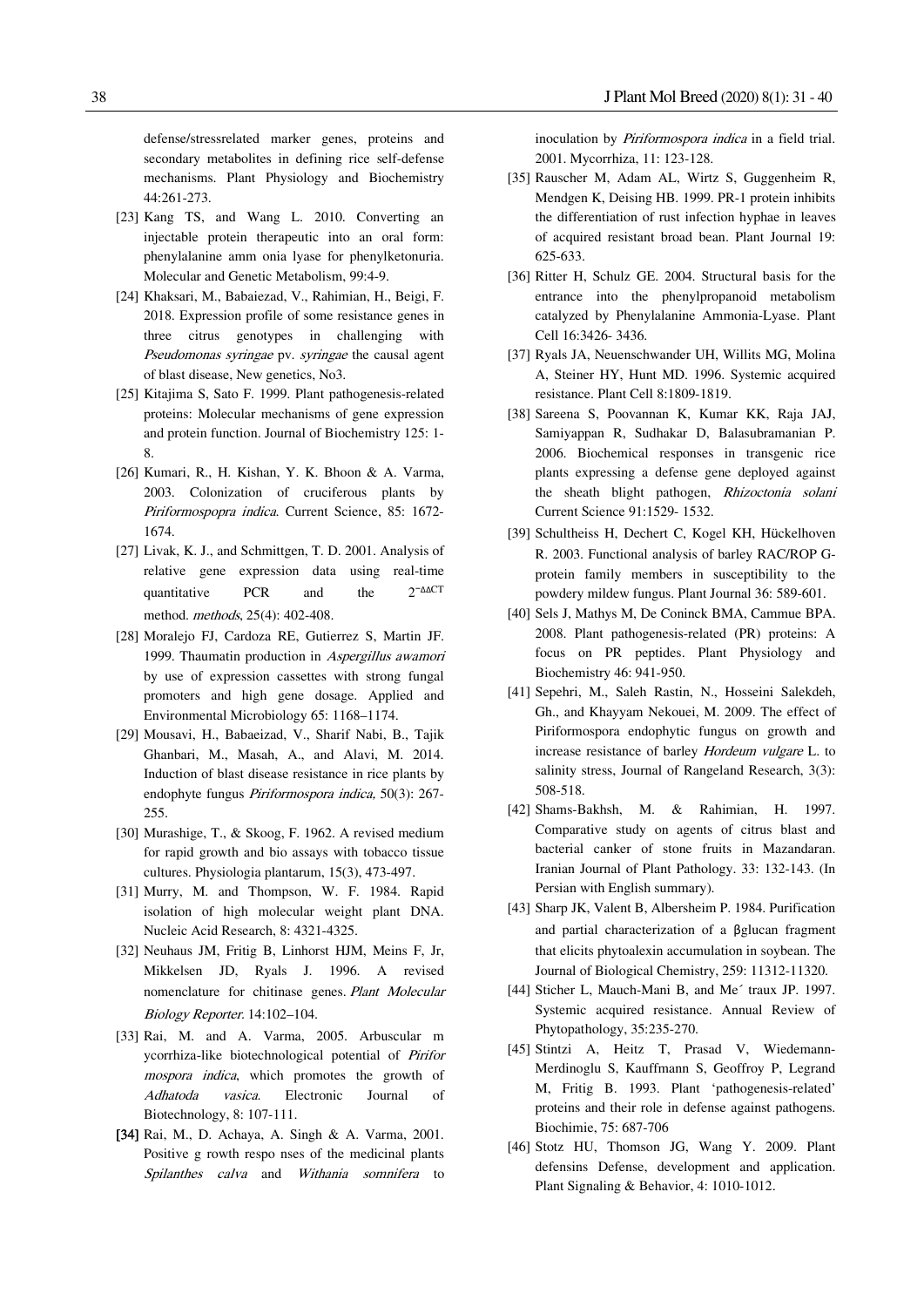defense/stressrelated marker genes, proteins and secondary metabolites in defining rice self-defense mechanisms. Plant Physiology and Biochemistry 44:261-273.

[23] Kang TS, and Wang L. 2010. Converting an injectable protein therapeutic into an oral form: phenylalanine amm onia lyase for phenylketonuria. Molecular and Genetic Metabolism, 99:4-9.

[24] Khaksari, M., Babaiezad, V., Rahimian, H., Beigi, F. 2018. Expression profile of some resistance genes in three citrus genotypes in challenging with *Pseudomonas syringae* pv. *syringae* the causal agent of blast disease, New genetics, No3.

[25] Kitajima S, Sato F. 1999. Plant pathogenesis-related proteins: Molecular mechanisms of gene expression and protein function. Journal of Biochemistry 125: 1-8.

[26] Kumari, R., H. Kishan, Y. K. Bhoon & A. Varma, 2003. Colonization of cruciferous plants by *Piriformospopra indica*. Current Science, 85: 1672-1674.

[27] Livak, K. J., and Schmittgen, T. D. 2001. Analysis of relative gene expression data using real-time quantitative PCR and the $2^{-\Delta\Delta CT}$ method. *methods*, 25(4): 402-408.

[28] Moralejo FJ, Cardoza RE, Gutierrez S, Martin JF. 1999. Thaumatin production in *Aspergillus awamori* by use of expression cassettes with strong fungal promoters and high gene dosage. Applied and Environmental Microbiology 65: 1168–1174.

[29] Mousavi, H., Babaeizad, V., Sharif Nabi, B., Tajik Ghanbari, M., Masah, A., and Alavi, M. 2014. Induction of blast disease resistance in rice plants by endophyte fungus *Piriformospora indica,* 50(3): 267-255.

[30] Murashige, T., & Skoog, F. 1962. A revised medium for rapid growth and bio assays with tobacco tissue cultures. Physiologia plantarum, 15(3), 473-497.

[31] Murry, M. and Thompson, W. F. 1984. Rapid isolation of high molecular weight plant DNA. Nucleic Acid Research, 8: 4321-4325.

[32] Neuhaus JM, Fritig B, Linhorst HJM, Meins F, Jr, Mikkelsen JD, Ryals J. 1996. A revised nomenclature for chitinase genes. *Plant Molecular Biology Reporter.* 14:102–104.

[33] Rai, M. and A. Varma, 2005. Arbuscular m ycorrhiza-like biotechnological potential of *Pirifor mospora indica*, which promotes the growth of *Adhatoda vasica*. Electronic Journal of Biotechnology, 8: 107-111.

[34] Rai, M., D. Achaya, A. Singh & A. Varma, 2001. Positive g rowth respo nses of the medicinal plants *Spilanthes calva* and *Withania somnifera* to inoculation by *Piriformospora indica* in a field trial. 2001. Mycorrhiza, 11: 123-128.

[35] Rauscher M, Adam AL, Wirtz S, Guggenheim R, Mendgen K, Deising HB. 1999. PR-1 protein inhibits the differentiation of rust infection hyphae in leaves of acquired resistant broad bean. Plant Journal 19: 625-633.

[36] Ritter H, Schulz GE. 2004. Structural basis for the entrance into the phenylpropanoid metabolism catalyzed by Phenylalanine Ammonia-Lyase. Plant Cell 16:3426- 3436.

[37] Ryals JA, Neuenschwander UH, Willits MG, Molina A, Steiner HY, Hunt MD. 1996. Systemic acquired resistance. Plant Cell 8:1809-1819.

[38] Sareena S, Poovannan K, Kumar KK, Raja JAJ, Samiyappan R, Sudhakar D, Balasubramanian P. 2006. Biochemical responses in transgenic rice plants expressing a defense gene deployed against the sheath blight pathogen, *Rhizoctonia solani* Current Science 91:1529- 1532.

[39] Schultheiss H, Dechert C, Kogel KH, Hückelhoven R. 2003. Functional analysis of barley RAC/ROP G-protein family members in susceptibility to the powdery mildew fungus. Plant Journal 36: 589-601.

[40] Sels J, Mathys M, De Coninck BMA, Cammue BPA. 2008. Plant pathogenesis-related (PR) proteins: A focus on PR peptides. Plant Physiology and Biochemistry 46: 941-950.

[41] Sepehri, M., Saleh Rastin, N., Hosseini Salekdeh, Gh., and Khayyam Nekouei, M. 2009. The effect of Piriformospora endophytic fungus on growth and increase resistance of barley *Hordeum vulgare* L. to salinity stress, Journal of Rangeland Research, 3(3): 508-518.

[42] Shams-Bakhsh, M. & Rahimian, H. 1997. Comparative study on agents of citrus blast and bacterial canker of stone fruits in Mazandaran. Iranian Journal of Plant Pathology. 33: 132-143. (In Persian with English summary).

[43] Sharp JK, Valent B, Albersheim P. 1984. Purification and partial characterization of a βglucan fragment that elicits phytoalexin accumulation in soybean. The Journal of Biological Chemistry, 259: 11312-11320.

[44] Sticher L, Mauch-Mani B, and Me´ traux JP. 1997. Systemic acquired resistance. Annual Review of Phytopathology, 35:235-270.

[45] Stintzi A, Heitz T, Prasad V, Wiedemann-Merdinoglu S, Kauffmann S, Geoffroy P, Legrand M, Fritig B. 1993. Plant 'pathogenesis-related' proteins and their role in defense against pathogens. Biochimie, 75: 687-706

[46] Stotz HU, Thomson JG, Wang Y. 2009. Plant defensins Defense, development and application. Plant Signaling & Behavior, 4: 1010-1012.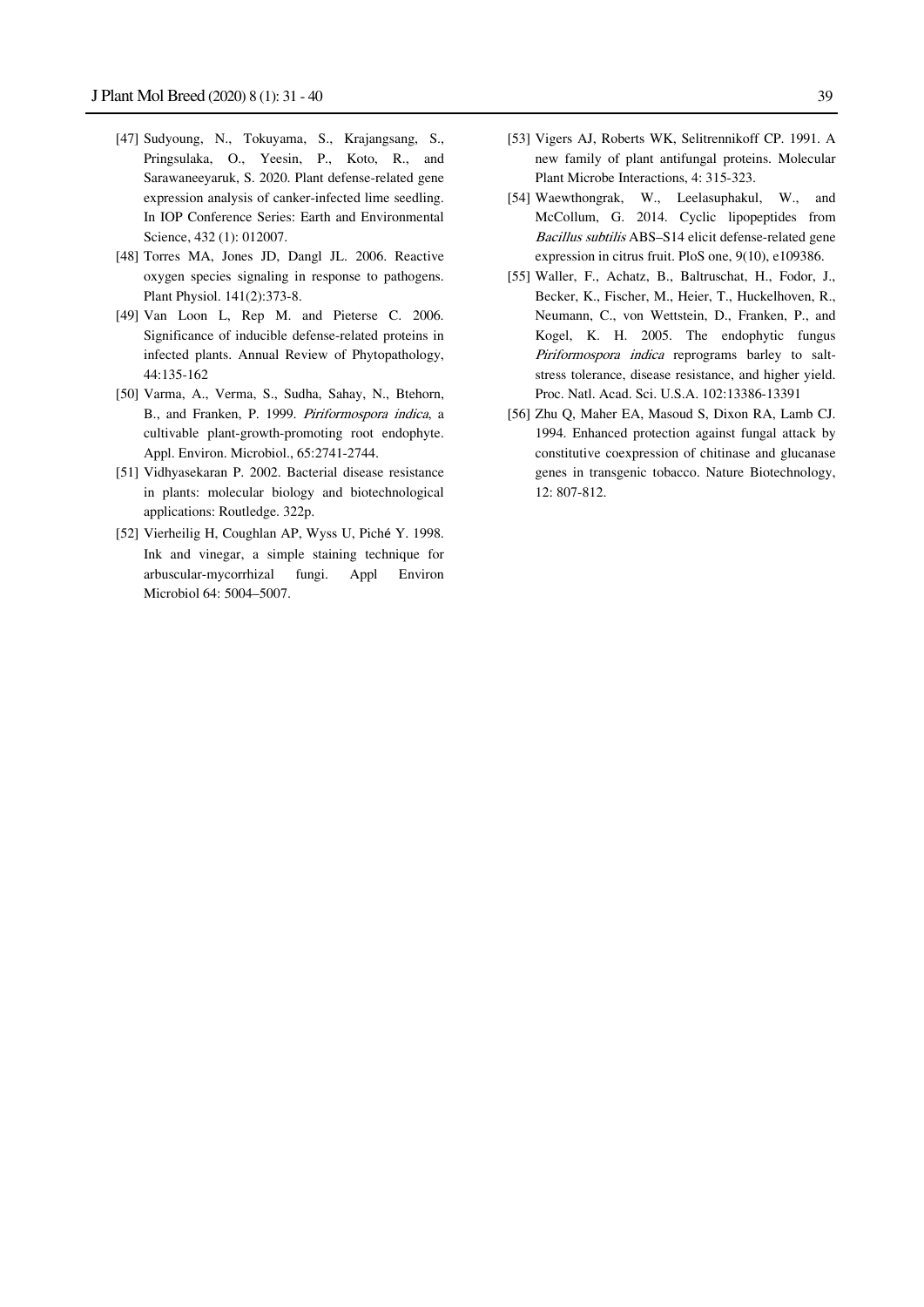[47] Sudyoung, N., Tokuyama, S., Krajangsang, S., Pringsulaka, O., Yeesin, P., Koto, R., and Sarawaneeyaruk, S. 2020. Plant defense-related gene expression analysis of canker-infected lime seedling. In IOP Conference Series: Earth and Environmental Science, 432 (1): 012007.

[48] Torres MA, Jones JD, Dangl JL. 2006. Reactive oxygen species signaling in response to pathogens. Plant Physiol. 141(2):373-8.

[49] Van Loon L, Rep M. and Pieterse C. 2006. Significance of inducible defense-related proteins in infected plants. Annual Review of Phytopathology, 44:135-162

[50] Varma, A., Verma, S., Sudha, Sahay, N., Btehorn, B., and Franken, P. 1999. *Piriformospora indica*, a cultivable plant-growth-promoting root endophyte. Appl. Environ. Microbiol., 65:2741-2744.

[51] Vidhyasekaran P. 2002. Bacterial disease resistance in plants: molecular biology and biotechnological applications: Routledge. 322p.

[52] Vierheilig H, Coughlan AP, Wyss U, Piché Y. 1998. Ink and vinegar, a simple staining technique for arbuscular-mycorrhizal fungi. Appl Environ Microbiol 64: 5004–5007.

[53] Vigers AJ, Roberts WK, Selitrennikoff CP. 1991. A new family of plant antifungal proteins. Molecular Plant Microbe Interactions, 4: 315-323.

[54] Waewthongrak, W., Leelasuphakul, W., and McCollum, G. 2014. Cyclic lipopeptides from *Bacillus subtilis* ABS–S14 elicit defense-related gene expression in citrus fruit. PloS one, 9(10), e109386.

[55] Waller, F., Achatz, B., Baltruschat, H., Fodor, J., Becker, K., Fischer, M., Heier, T., Huckelhoven, R., Neumann, C., von Wettstein, D., Franken, P., and Kogel, K. H. 2005. The endophytic fungus *Piriformospora indica* reprograms barley to salt-stress tolerance, disease resistance, and higher yield. Proc. Natl. Acad. Sci. U.S.A. 102:13386-13391

[56] Zhu Q, Maher EA, Masoud S, Dixon RA, Lamb CJ. 1994. Enhanced protection against fungal attack by constitutive coexpression of chitinase and glucanase genes in transgenic tobacco. Nature Biotechnology, 12: 807-812.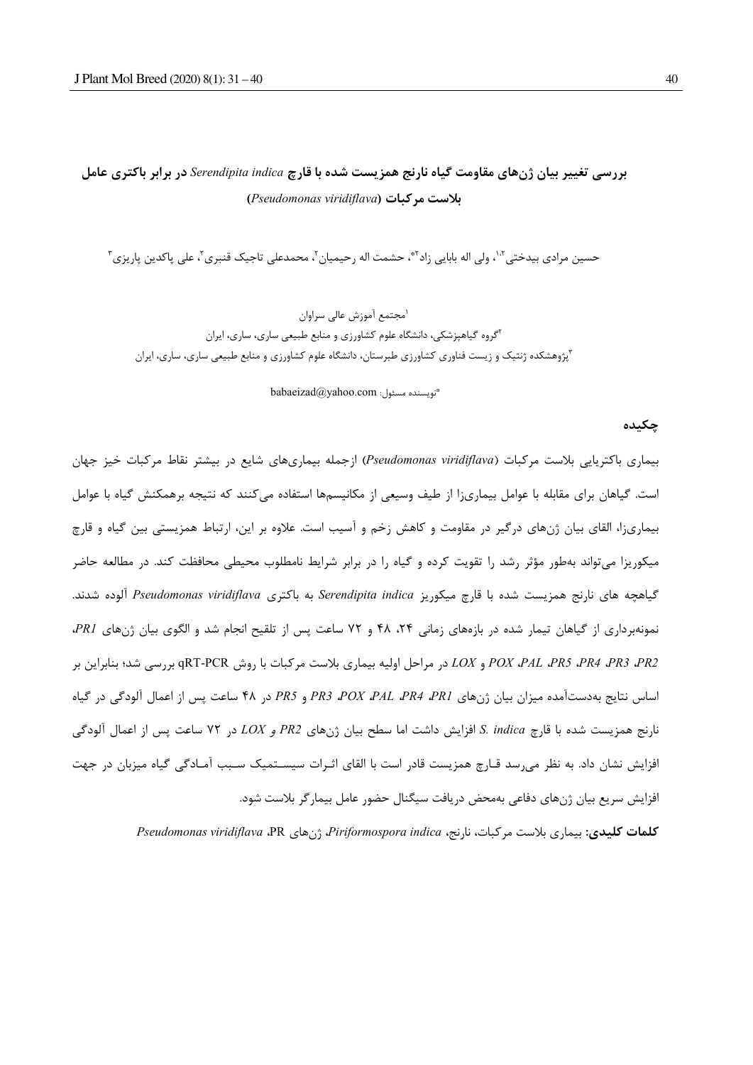# بررسی تغییر بیان ژن‌های مقاومت گیاه نارنج همزیست شده با قارچ *Serendipita indica* در برابر باکتری عامل بلاست مرکبات (*Pseudomonas viridiflava*)

حسین مرادی بیدختی[1,2]، ولی اله بابایی زاد[2*]، حشمت اله رحیمیان[2]، محمدعلی تاجیک قنبری[2]، علی پاکدین پاریزی[3]

[1]مجتمع آموزش عالی سراوان

[2]گروه گیاهپزشکی، دانشگاه علوم کشاورزی و منابع طبیعی ساری، ساری، ایران

[3]پژوهشکده ژنتیک و زیست فناوری کشاورزی طبرستان، دانشگاه علوم کشاورزی و منابع طبیعی ساری، ساری، ایران

*نویسنده مسئول: babaeizad@yahoo.com

## چکیده

بیماری باکتریایی بلاست مرکبات (*Pseudomonas viridiflava*) ازجمله بیماری‌های شایع در بیشتر نقاط مرکبات خیز جهان است. گیاهان برای مقابله با عوامل بیماری‌زا از طیف وسیعی از مکانیسم‌ها استفاده می‌کنند که نتیجه برهمکنش گیاه با عوامل بیماری‌زا، القای بیان ژن‌های درگیر در مقاومت و کاهش زخم و آسیب است. علاوه بر این، ارتباط همزیستی بین گیاه و قارچ میکوریزا می‌تواند به‌طور مؤثر رشد را تقویت کرده و گیاه را در برابر شرایط نامطلوب محیطی محافظت کند. در مطالعه حاضر گیاهچه های نارنج همزیست شده با قارچ میکوریز *Serendipita indica* به باکتری *Pseudomonas viridiflava* آلوده شدند. نمونه‌برداری از گیاهان تیمار شده در بازه‌های زمانی ۲۴، ۴۸ و ۷۲ ساعت پس از تلقیح انجام شد و الگوی بیان ژن‌های *PR1*، *PR2*، *PR3*، *PR4*، *PR5*، *PAL*، *POX* و *LOX* در مراحل اولیه بیماری بلاست مرکبات با روش qRT-PCR بررسی شد؛ بنابراین بر اساس نتایج به‌دست‌آمده میزان بیان ژن‌های *PR1*، *PR4*، *PAL*، *POX*، *PR3* و *PR5* در ۴۸ ساعت پس از اعمال آلودگی در گیاه نارنج همزیست شده با قارچ *S. indica* افزایش داشت اما سطح بیان ژن‌های *PR2* و *LOX* در ۷۲ ساعت پس از اعمال آلودگی افزایش نشان داد. به نظر می‌رسد قـارچ همزیست قادر است با القای اثـرات سیسـتمیک سـبب آمـادگی گیاه میزبان در جهت افزایش سریع بیان ژن‌های دفاعی به‌محض دریافت سیگنال حضور عامل بیمارگر بلاست شود.

**کلمات کلیدی:** بیماری بلاست مرکبات، نارنج، *Piriformospora indica*، ژن‌های PR، *Pseudomonas viridiflava*